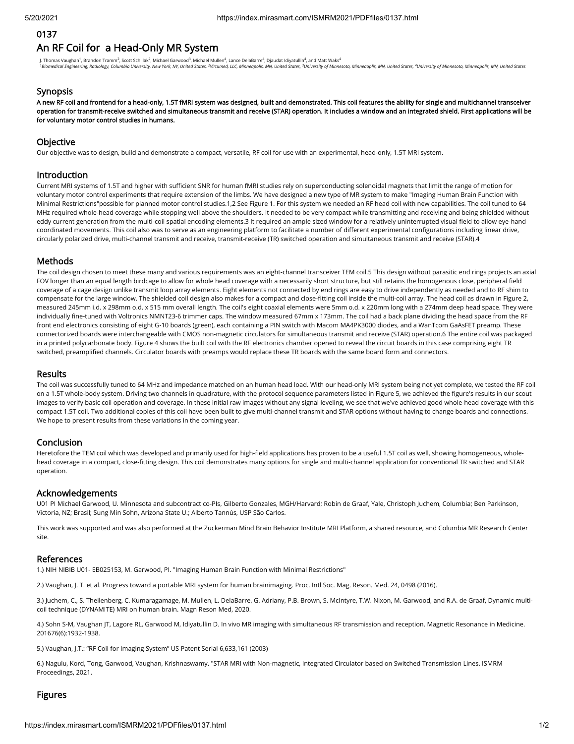0137

# An RF Coil for a Head-Only MR System

J. Thomas Vaughan[1], Brandon Tramm[2], Scott Schillak[2], Michael Garwood[3], Michael Mullen[4], Lance DelaBarre[4], Djaudat Idiyatullin[4], and Matt Waks[4]

[1]*Biomedical Engineering, Radiology, Columbia University, New York, NY, United States,* [2]*Virtumed, LLC, Minneapolis, MN, United States,* [3]*University of Minnesota, Minneapolis, MN, United States,* [4]*University of Minnesota, Minneapolis, MN, United States*

## Synopsis

**A new RF coil and frontend for a head-only, 1.5T fMRI system was designed, built and demonstrated. This coil features the ability for single and multichannel transceiver operation for transmit-receive switched and simultaneous transmit and receive (STAR) operation. It includes a window and an integrated shield. First applications will be for voluntary motor control studies in humans.**

## Objective

Our objective was to design, build and demonstrate a compact, versatile, RF coil for use with an experimental, head-only, 1.5T MRI system.

## Introduction

Current MRI systems of 1.5T and higher with sufficient SNR for human fMRI studies rely on superconducting solenoidal magnets that limit the range of motion for voluntary motor control experiments that require extension of the limbs. We have designed a new type of MR system to make "Imaging Human Brain Function with Minimal Restrictions"possible for planned motor control studies.1,2 See Figure 1. For this system we needed an RF head coil with new capabilities. The coil tuned to 64 MHz required whole-head coverage while stopping well above the shoulders. It needed to be very compact while transmitting and receiving and being shielded without eddy current generation from the multi-coil spatial encoding elements.3 It required an ample sized window for a relatively uninterrupted visual field to allow eye-hand coordinated movements. This coil also was to serve as an engineering platform to facilitate a number of different experimental configurations including linear drive, circularly polarized drive, multi-channel transmit and receive, transmit-receive (TR) switched operation and simultaneous transmit and receive (STAR).4

## Methods

The coil design chosen to meet these many and various requirements was an eight-channel transceiver TEM coil.5 This design without parasitic end rings projects an axial FOV longer than an equal length birdcage to allow for whole head coverage with a necessarily short structure, but still retains the homogenous close, peripheral field coverage of a cage design unlike transmit loop array elements. Eight elements not connected by end rings are easy to drive independently as needed and to RF shim to compensate for the large window. The shielded coil design also makes for a compact and close-fitting coil inside the multi-coil array. The head coil as drawn in Figure 2, measured 245mm i.d. x 298mm o.d. x 515 mm overall length. The coil's eight coaxial elements were 5mm o.d. x 220mm long with a 274mm deep head space. They were individually fine-tuned with Voltronics NMNT23-6 trimmer caps. The window measured 67mm x 173mm. The coil had a back plane dividing the head space from the RF front end electronics consisting of eight G-10 boards (green), each containing a PIN switch with Macom MA4PK3000 diodes, and a WanTcom GaAsFET preamp. These connectorized boards were interchangeable with CMOS non-magnetic circulators for simultaneous transmit and receive (STAR) operation.6 The entire coil was packaged in a printed polycarbonate body. Figure 4 shows the built coil with the RF electronics chamber opened to reveal the circuit boards in this case comprising eight TR switched, preamplified channels. Circulator boards with preamps would replace these TR boards with the same board form and connectors.

## Results

The coil was successfully tuned to 64 MHz and impedance matched on an human head load. With our head-only MRI system being not yet complete, we tested the RF coil on a 1.5T whole-body system. Driving two channels in quadrature, with the protocol sequence parameters listed in Figure 5, we achieved the figure's results in our scout images to verify basic coil operation and coverage. In these initial raw images without any signal leveling, we see that we've achieved good whole-head coverage with this compact 1.5T coil. Two additional copies of this coil have been built to give multi-channel transmit and STAR options without having to change boards and connections. We hope to present results from these variations in the coming year.

## Conclusion

Heretofore the TEM coil which was developed and primarily used for high-field applications has proven to be a useful 1.5T coil as well, showing homogeneous, whole-head coverage in a compact, close-fitting design. This coil demonstrates many options for single and multi-channel application for conventional TR switched and STAR operation.

## Acknowledgements

U01 PI Michael Garwood, U. Minnesota and subcontract co-PIs, Gilberto Gonzales, MGH/Harvard; Robin de Graaf, Yale, Christoph Juchem, Columbia; Ben Parkinson, Victoria, NZ; Brasil; Sung Min Sohn, Arizona State U.; Alberto Tannús, USP São Carlos.

This work was supported and was also performed at the Zuckerman Mind Brain Behavior Institute MRI Platform, a shared resource, and Columbia MR Research Center site.

## References

1.) NIH NIBIB U01- EB025153, M. Garwood, PI. "Imaging Human Brain Function with Minimal Restrictions"

2.) Vaughan, J. T. et al. Progress toward a portable MRI system for human brainimaging. Proc. Intl Soc. Mag. Reson. Med. 24, 0498 (2016).

3.) Juchem, C., S. Theilenberg, C. Kumaragamage, M. Mullen, L. DelaBarre, G. Adriany, P.B. Brown, S. McIntyre, T.W. Nixon, M. Garwood, and R.A. de Graaf, Dynamic multi-coil technique (DYNAMITE) MRI on human brain. Magn Reson Med, 2020.

4.) Sohn S-M, Vaughan JT, Lagore RL, Garwood M, Idiyatullin D. In vivo MR imaging with simultaneous RF transmission and reception. Magnetic Resonance in Medicine. 201676(6):1932-1938.

5.) Vaughan, J.T.: "RF Coil for Imaging System" US Patent Serial 6,633,161 (2003)

6.) Nagulu, Kord, Tong, Garwood, Vaughan, Krishnaswamy. "STAR MRI with Non-magnetic, Integrated Circulator based on Switched Transmission Lines. ISMRM Proceedings, 2021.

## Figures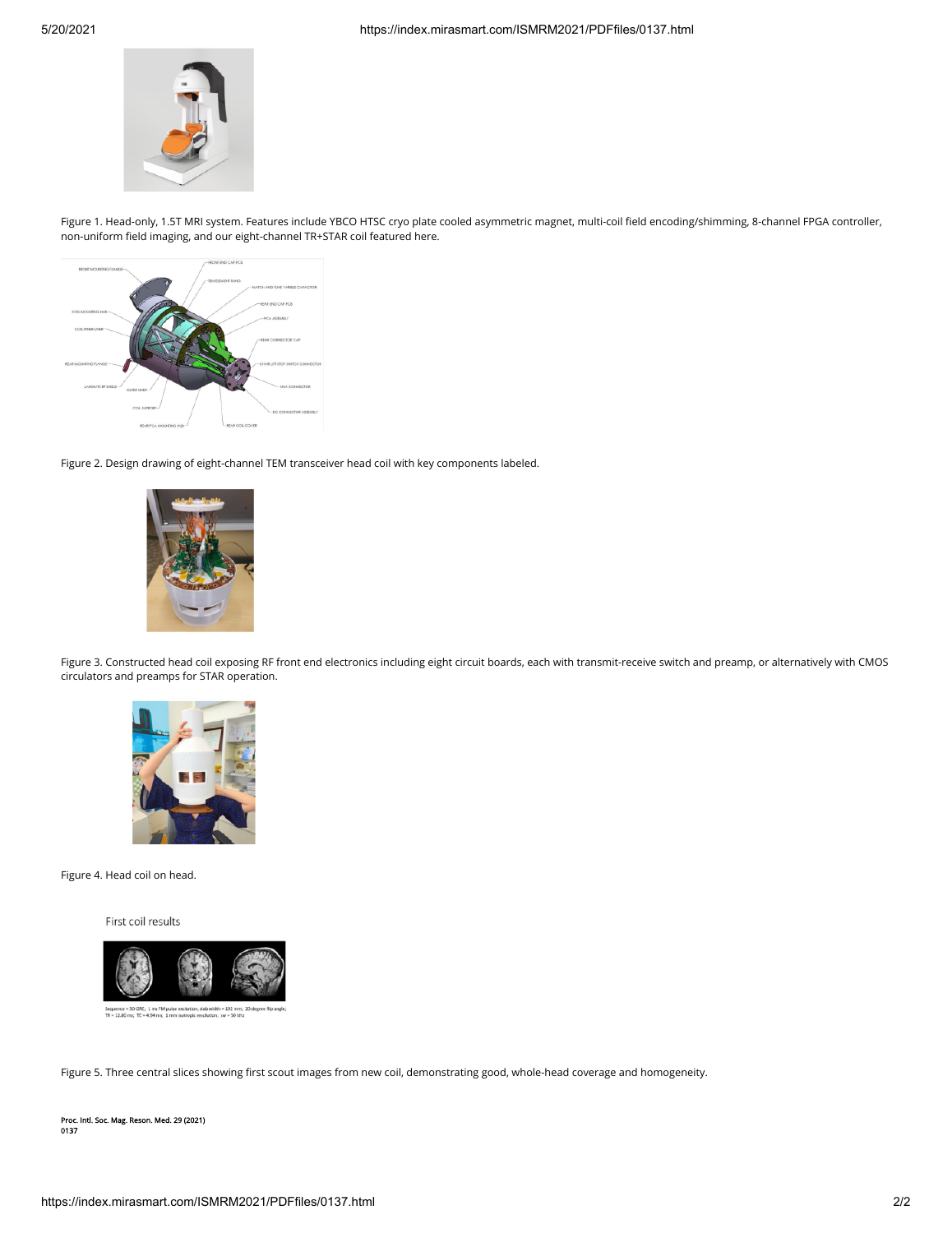Figure 1. Head-only, 1.5T MRI system. Features include YBCO HTSC cryo plate cooled asymmetric magnet, multi-coil field encoding/shimming, 8-channel FPGA controller, non-uniform field imaging, and our eight-channel TR+STAR coil featured here.

Figure 2. Design drawing of eight-channel TEM transceiver head coil with key components labeled.

Figure 3. Constructed head coil exposing RF front end electronics including eight circuit boards, each with transmit-receive switch and preamp, or alternatively with CMOS circulators and preamps for STAR operation.

Figure 4. Head coil on head.

First coil results

Sequence = 3D GRE; 1 ms FM pulse excitation, slab width = 192 mm; 20 degree flip angle; TR = 12.80 ms; TE = 4.94 ms; 1 mm isotropic resolution; sw = 50 kHz

Figure 5. Three central slices showing first scout images from new coil, demonstrating good, whole-head coverage and homogeneity.

Proc. Intl. Soc. Mag. Reson. Med. 29 (2021)
0137